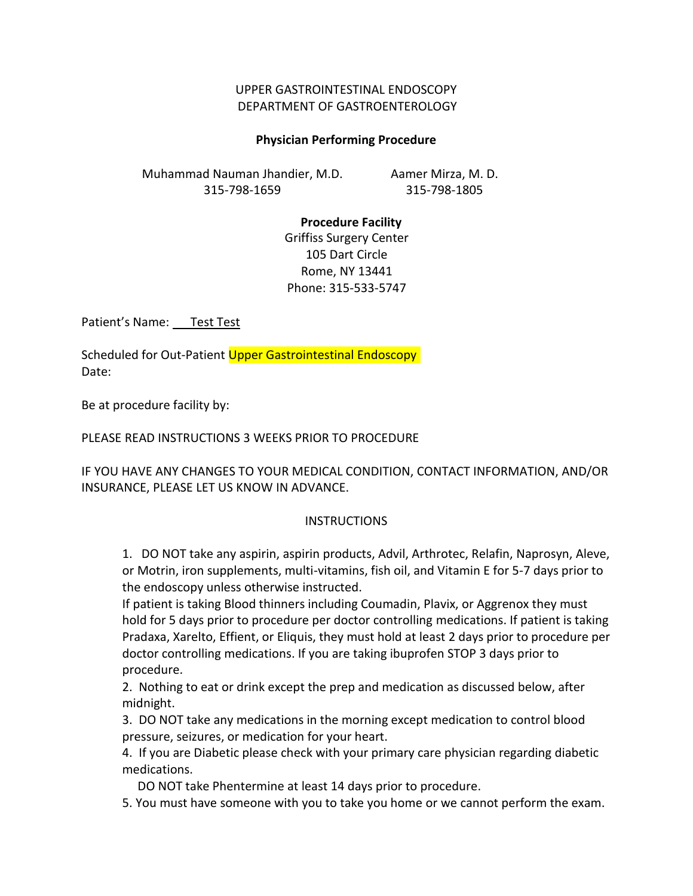UPPER GASTROINTESTINAL ENDOSCOPY
DEPARTMENT OF GASTROENTEROLOGY

**Physician Performing Procedure**

Muhammad Nauman Jhandier, M.D.
315-798-1659

Aamer Mirza, M. D.
315-798-1805

**Procedure Facility**
Griffiss Surgery Center
105 Dart Circle
Rome, NY 13441
Phone: 315-533-5747

Patient's Name: Test Test

Scheduled for Out-Patient Upper Gastrointestinal Endoscopy
Date:

Be at procedure facility by:

PLEASE READ INSTRUCTIONS 3 WEEKS PRIOR TO PROCEDURE

IF YOU HAVE ANY CHANGES TO YOUR MEDICAL CONDITION, CONTACT INFORMATION, AND/OR INSURANCE, PLEASE LET US KNOW IN ADVANCE.

INSTRUCTIONS

1. DO NOT take any aspirin, aspirin products, Advil, Arthrotec, Relafin, Naprosyn, Aleve, or Motrin, iron supplements, multi-vitamins, fish oil, and Vitamin E for 5-7 days prior to the endoscopy unless otherwise instructed.
   If patient is taking Blood thinners including Coumadin, Plavix, or Aggrenox they must hold for 5 days prior to procedure per doctor controlling medications. If patient is taking Pradaxa, Xarelto, Effient, or Eliquis, they must hold at least 2 days prior to procedure per doctor controlling medications. If you are taking ibuprofen STOP 3 days prior to procedure.
2. Nothing to eat or drink except the prep and medication as discussed below, after midnight.
3. DO NOT take any medications in the morning except medication to control blood pressure, seizures, or medication for your heart.
4. If you are Diabetic please check with your primary care physician regarding diabetic medications.
   DO NOT take Phentermine at least 14 days prior to procedure.
5. You must have someone with you to take you home or we cannot perform the exam.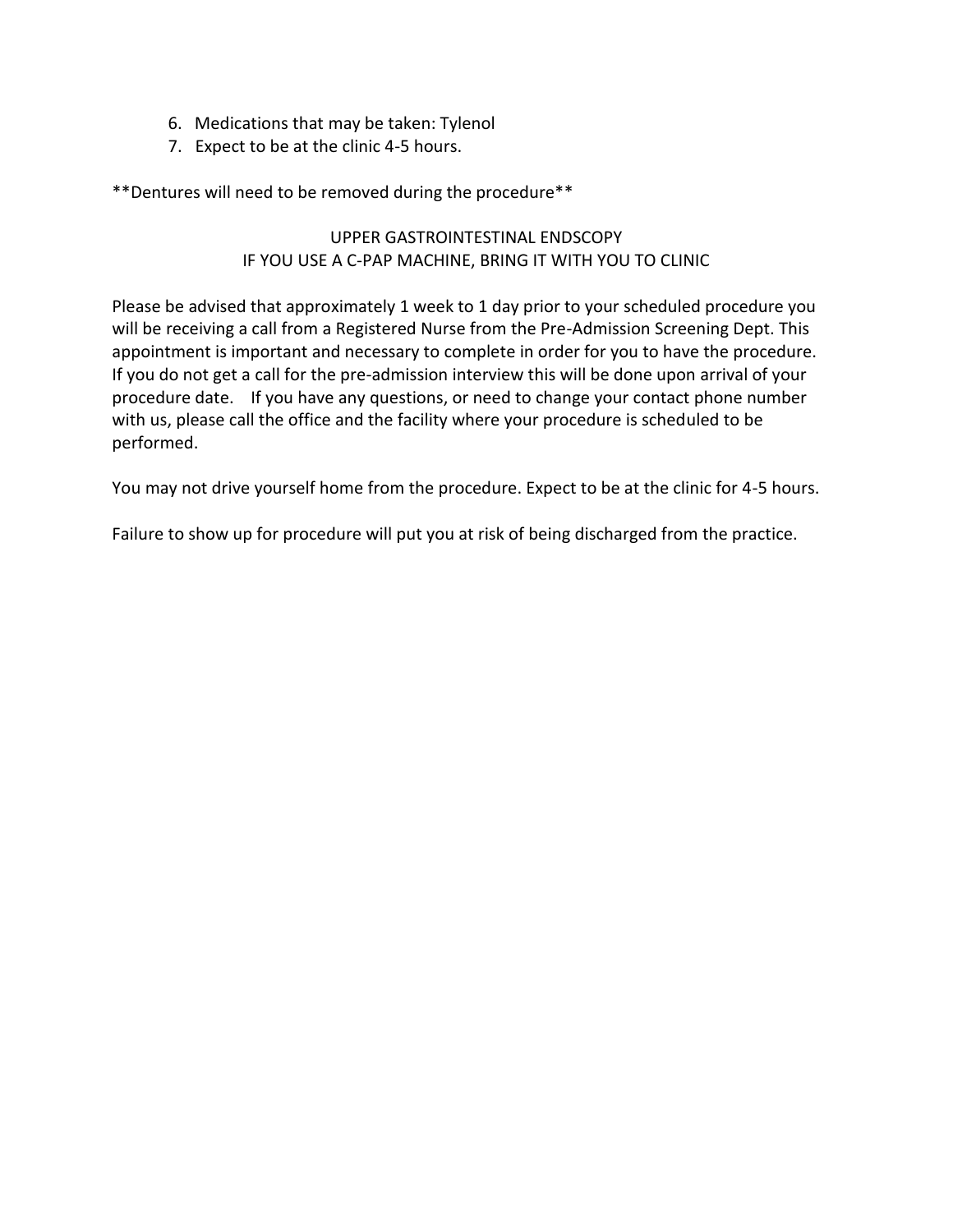6. Medications that may be taken: Tylenol
7. Expect to be at the clinic 4-5 hours.

**Dentures will need to be removed during the procedure**

UPPER GASTROINTESTINAL ENDSCOPY
IF YOU USE A C-PAP MACHINE, BRING IT WITH YOU TO CLINIC

Please be advised that approximately 1 week to 1 day prior to your scheduled procedure you will be receiving a call from a Registered Nurse from the Pre-Admission Screening Dept. This appointment is important and necessary to complete in order for you to have the procedure. If you do not get a call for the pre-admission interview this will be done upon arrival of your procedure date. If you have any questions, or need to change your contact phone number with us, please call the office and the facility where your procedure is scheduled to be performed.

You may not drive yourself home from the procedure. Expect to be at the clinic for 4-5 hours.

Failure to show up for procedure will put you at risk of being discharged from the practice.